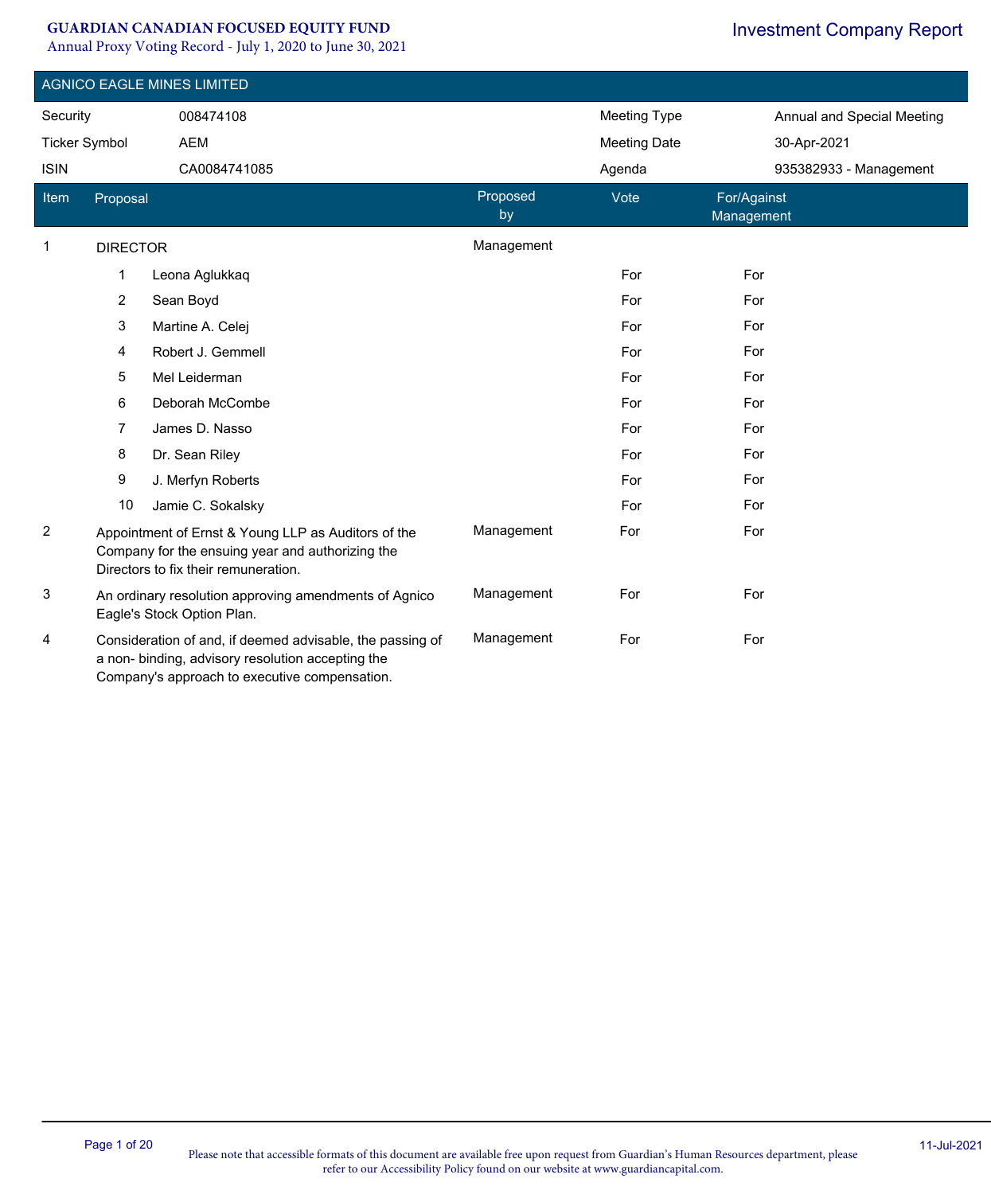# GUARDIAN CANADIAN FOCUSED EQUITY FUND

Annual Proxy Voting Record - July 1, 2020 to June 30, 2021

Investment Company Report

## AGNICO EAGLE MINES LIMITED

| | | | |
|---|---|---|---|
| Security | 008474108 | Meeting Type | Annual and Special Meeting |
| Ticker Symbol | AEM | Meeting Date | 30-Apr-2021 |
| ISIN | CA0084741085 | Agenda | 935382933 - Management |

| Item | Proposal | Proposed by | Vote | For/Against Management |
|---|---|---|---|---|
| 1 | DIRECTOR | Management | | |
| | 1 Leona Aglukkaq | | For | For |
| | 2 Sean Boyd | | For | For |
| | 3 Martine A. Celej | | For | For |
| | 4 Robert J. Gemmell | | For | For |
| | 5 Mel Leiderman | | For | For |
| | 6 Deborah McCombe | | For | For |
| | 7 James D. Nasso | | For | For |
| | 8 Dr. Sean Riley | | For | For |
| | 9 J. Merfyn Roberts | | For | For |
| | 10 Jamie C. Sokalsky | | For | For |
| 2 | Appointment of Ernst & Young LLP as Auditors of the Company for the ensuing year and authorizing the Directors to fix their remuneration. | Management | For | For |
| 3 | An ordinary resolution approving amendments of Agnico Eagle's Stock Option Plan. | Management | For | For |
| 4 | Consideration of and, if deemed advisable, the passing of a non- binding, advisory resolution accepting the Company's approach to executive compensation. | Management | For | For |

Please note that accessible formats of this document are available free upon request from Guardian's Human Resources department, please refer to our Accessibility Policy found on our website at www.guardiancapital.com.

11-Jul-2021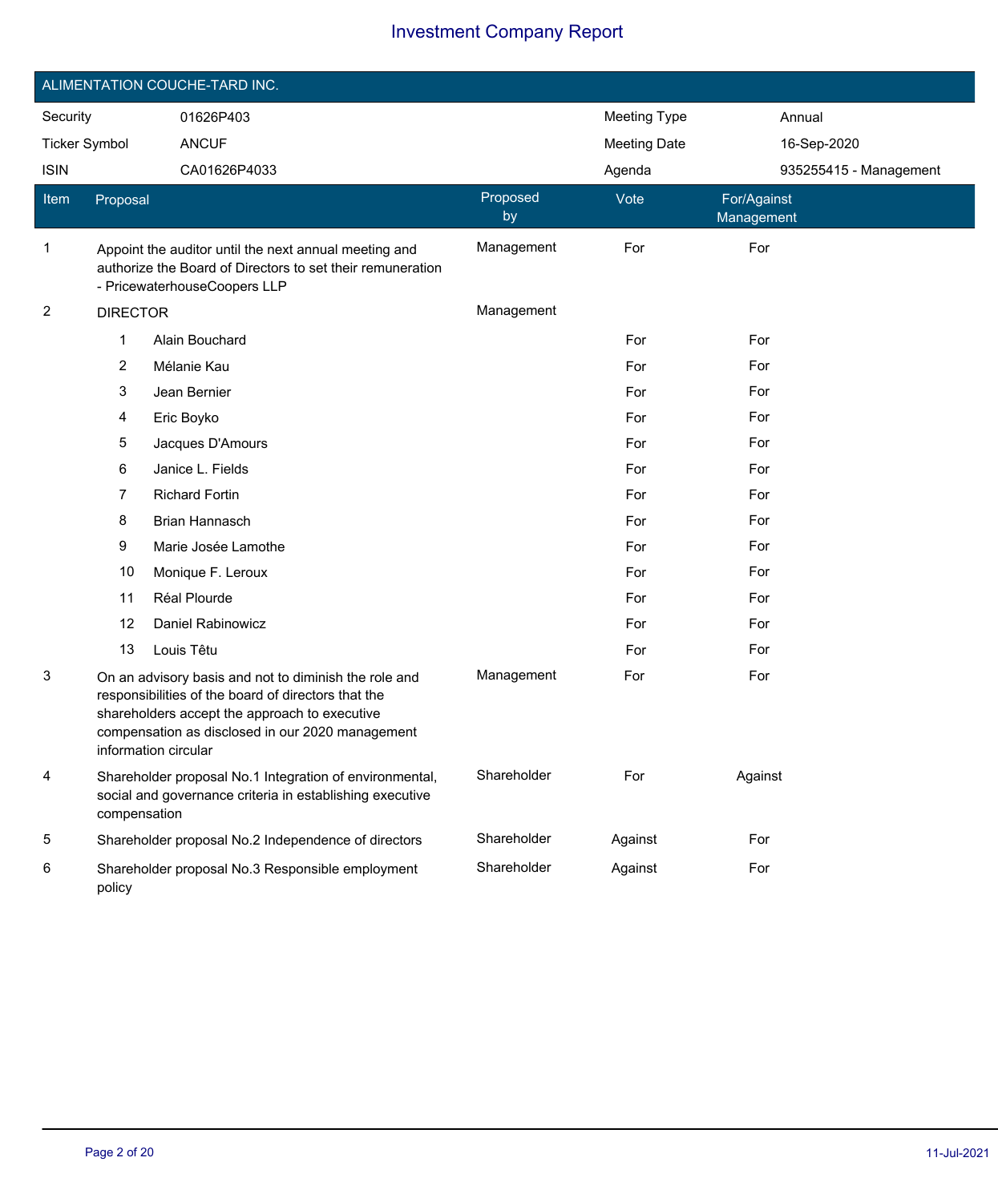# Investment Company Report

## ALIMENTATION COUCHE-TARD INC.

| | | | |
|---|---|---|---|
| Security | 01626P403 | Meeting Type | Annual |
| Ticker Symbol | ANCUF | Meeting Date | 16-Sep-2020 |
| ISIN | CA01626P4033 | Agenda | 935255415 - Management |

| Item | Proposal | Proposed by | Vote | For/Against Management |
|---|---|---|---|---|
| 1 | Appoint the auditor until the next annual meeting and authorize the Board of Directors to set their remuneration - PricewaterhouseCoopers LLP | Management | For | For |
| 2 | DIRECTOR | Management | | |
| | 1 Alain Bouchard | | For | For |
| | 2 Mélanie Kau | | For | For |
| | 3 Jean Bernier | | For | For |
| | 4 Eric Boyko | | For | For |
| | 5 Jacques D'Amours | | For | For |
| | 6 Janice L. Fields | | For | For |
| | 7 Richard Fortin | | For | For |
| | 8 Brian Hannasch | | For | For |
| | 9 Marie Josée Lamothe | | For | For |
| | 10 Monique F. Leroux | | For | For |
| | 11 Réal Plourde | | For | For |
| | 12 Daniel Rabinowicz | | For | For |
| | 13 Louis Têtu | | For | For |
| 3 | On an advisory basis and not to diminish the role and responsibilities of the board of directors that the shareholders accept the approach to executive compensation as disclosed in our 2020 management information circular | Management | For | For |
| 4 | Shareholder proposal No.1 Integration of environmental, social and governance criteria in establishing executive compensation | Shareholder | For | Against |
| 5 | Shareholder proposal No.2 Independence of directors | Shareholder | Against | For |
| 6 | Shareholder proposal No.3 Responsible employment policy | Shareholder | Against | For |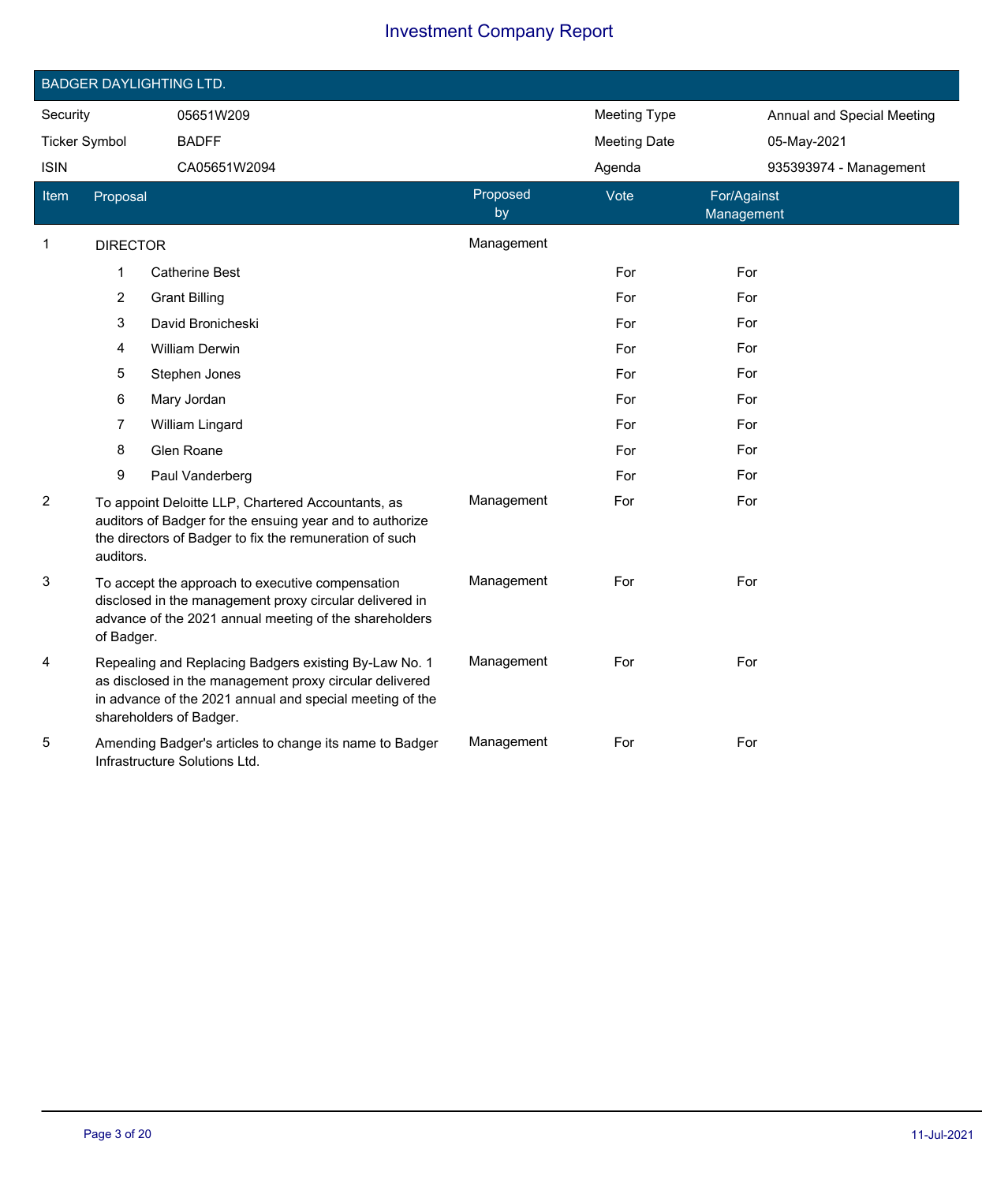# Investment Company Report

## BADGER DAYLIGHTING LTD.

| Security | 05651W209 | Meeting Type | Annual and Special Meeting |
|---|---|---|---|
| Ticker Symbol | BADFF | Meeting Date | 05-May-2021 |
| ISIN | CA05651W2094 | Agenda | 935393974 - Management |

| Item | Proposal | Proposed by | Vote | For/Against Management |
|---|---|---|---|---|
| 1 | DIRECTOR | Management | | |
| | 1 Catherine Best | | For | For |
| | 2 Grant Billing | | For | For |
| | 3 David Bronicheski | | For | For |
| | 4 William Derwin | | For | For |
| | 5 Stephen Jones | | For | For |
| | 6 Mary Jordan | | For | For |
| | 7 William Lingard | | For | For |
| | 8 Glen Roane | | For | For |
| | 9 Paul Vanderberg | | For | For |
| 2 | To appoint Deloitte LLP, Chartered Accountants, as auditors of Badger for the ensuing year and to authorize the directors of Badger to fix the remuneration of such auditors. | Management | For | For |
| 3 | To accept the approach to executive compensation disclosed in the management proxy circular delivered in advance of the 2021 annual meeting of the shareholders of Badger. | Management | For | For |
| 4 | Repealing and Replacing Badgers existing By-Law No. 1 as disclosed in the management proxy circular delivered in advance of the 2021 annual and special meeting of the shareholders of Badger. | Management | For | For |
| 5 | Amending Badger's articles to change its name to Badger Infrastructure Solutions Ltd. | Management | For | For |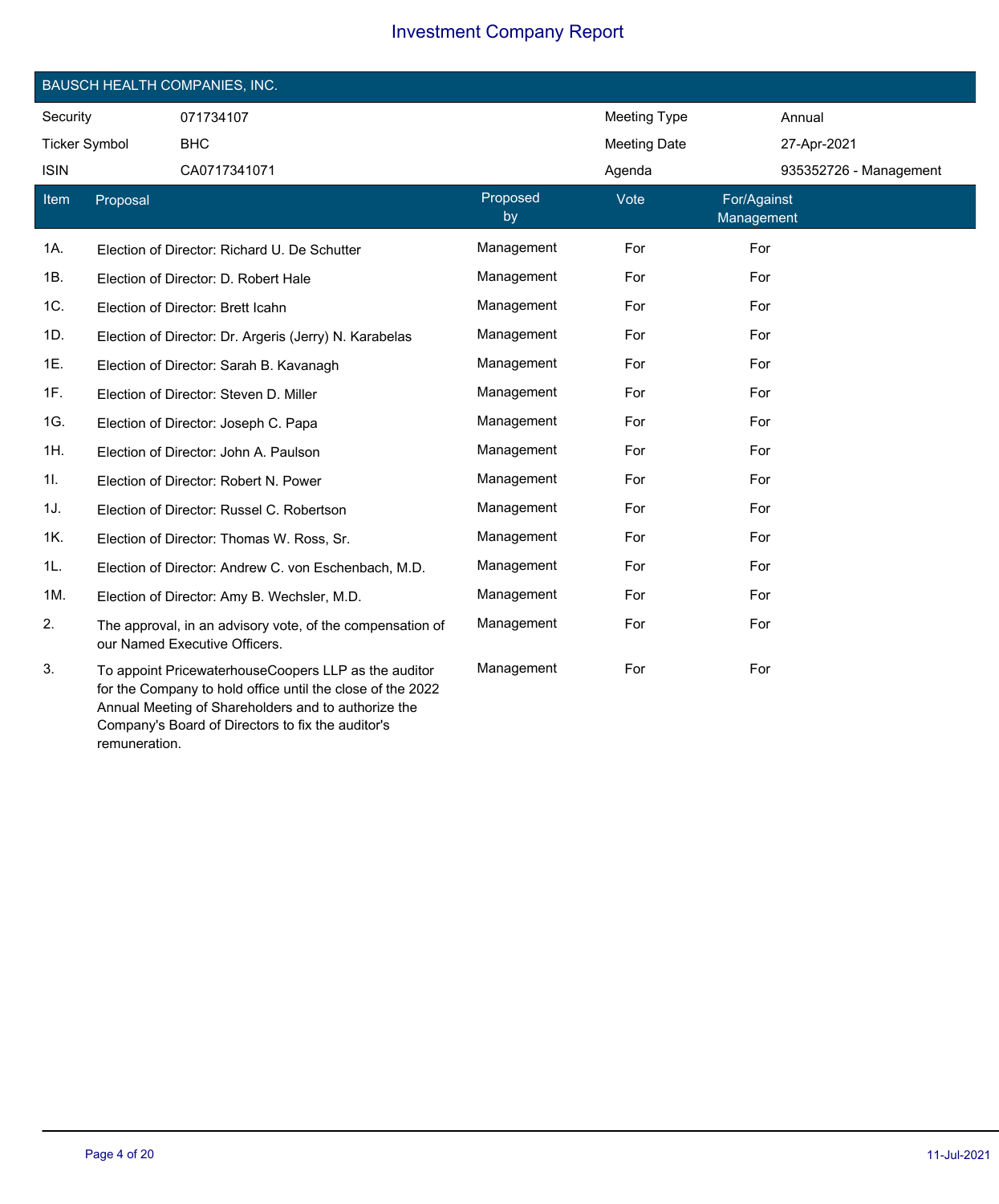# Investment Company Report

## BAUSCH HEALTH COMPANIES, INC.

| | | | |
|---|---|---|---|
| Security | 071734107 | Meeting Type | Annual |
| Ticker Symbol | BHC | Meeting Date | 27-Apr-2021 |
| ISIN | CA0717341071 | Agenda | 935352726 - Management |

| Item | Proposal | Proposed by | Vote | For/Against Management |
|---|---|---|---|---|
| 1A. | Election of Director: Richard U. De Schutter | Management | For | For |
| 1B. | Election of Director: D. Robert Hale | Management | For | For |
| 1C. | Election of Director: Brett Icahn | Management | For | For |
| 1D. | Election of Director: Dr. Argeris (Jerry) N. Karabelas | Management | For | For |
| 1E. | Election of Director: Sarah B. Kavanagh | Management | For | For |
| 1F. | Election of Director: Steven D. Miller | Management | For | For |
| 1G. | Election of Director: Joseph C. Papa | Management | For | For |
| 1H. | Election of Director: John A. Paulson | Management | For | For |
| 1I. | Election of Director: Robert N. Power | Management | For | For |
| 1J. | Election of Director: Russel C. Robertson | Management | For | For |
| 1K. | Election of Director: Thomas W. Ross, Sr. | Management | For | For |
| 1L. | Election of Director: Andrew C. von Eschenbach, M.D. | Management | For | For |
| 1M. | Election of Director: Amy B. Wechsler, M.D. | Management | For | For |
| 2. | The approval, in an advisory vote, of the compensation of our Named Executive Officers. | Management | For | For |
| 3. | To appoint PricewaterhouseCoopers LLP as the auditor for the Company to hold office until the close of the 2022 Annual Meeting of Shareholders and to authorize the Company's Board of Directors to fix the auditor's remuneration. | Management | For | For |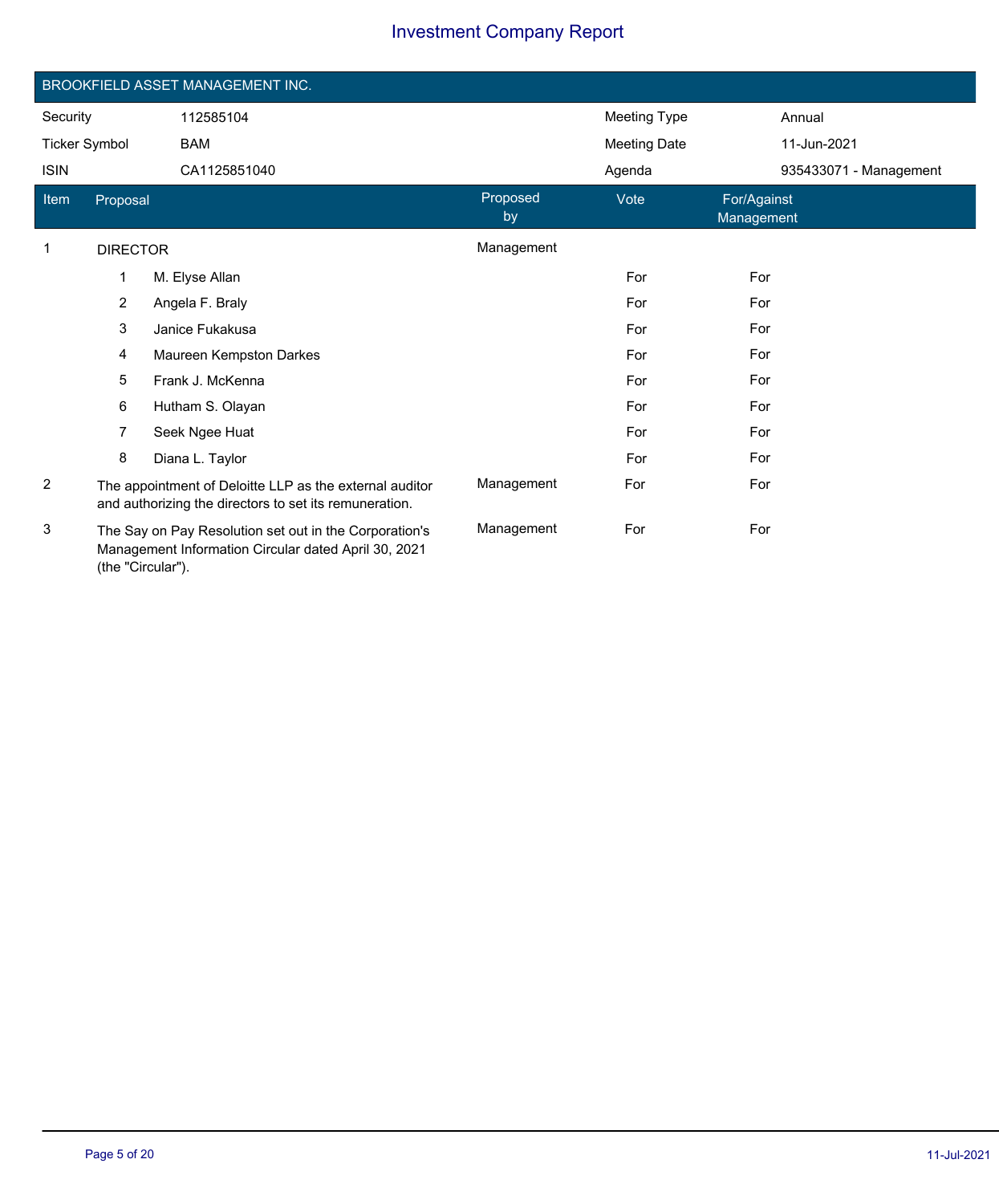# Investment Company Report

## BROOKFIELD ASSET MANAGEMENT INC.

| | | | |
|---|---|---|---|
| Security | 112585104 | Meeting Type | Annual |
| Ticker Symbol | BAM | Meeting Date | 11-Jun-2021 |
| ISIN | CA1125851040 | Agenda | 935433071 - Management |

| Item | Proposal | Proposed by | Vote | For/Against Management |
|---|---|---|---|---|
| 1 | DIRECTOR | Management | | |
| | 1 M. Elyse Allan | | For | For |
| | 2 Angela F. Braly | | For | For |
| | 3 Janice Fukakusa | | For | For |
| | 4 Maureen Kempston Darkes | | For | For |
| | 5 Frank J. McKenna | | For | For |
| | 6 Hutham S. Olayan | | For | For |
| | 7 Seek Ngee Huat | | For | For |
| | 8 Diana L. Taylor | | For | For |
| 2 | The appointment of Deloitte LLP as the external auditor and authorizing the directors to set its remuneration. | Management | For | For |
| 3 | The Say on Pay Resolution set out in the Corporation's Management Information Circular dated April 30, 2021 (the "Circular"). | Management | For | For |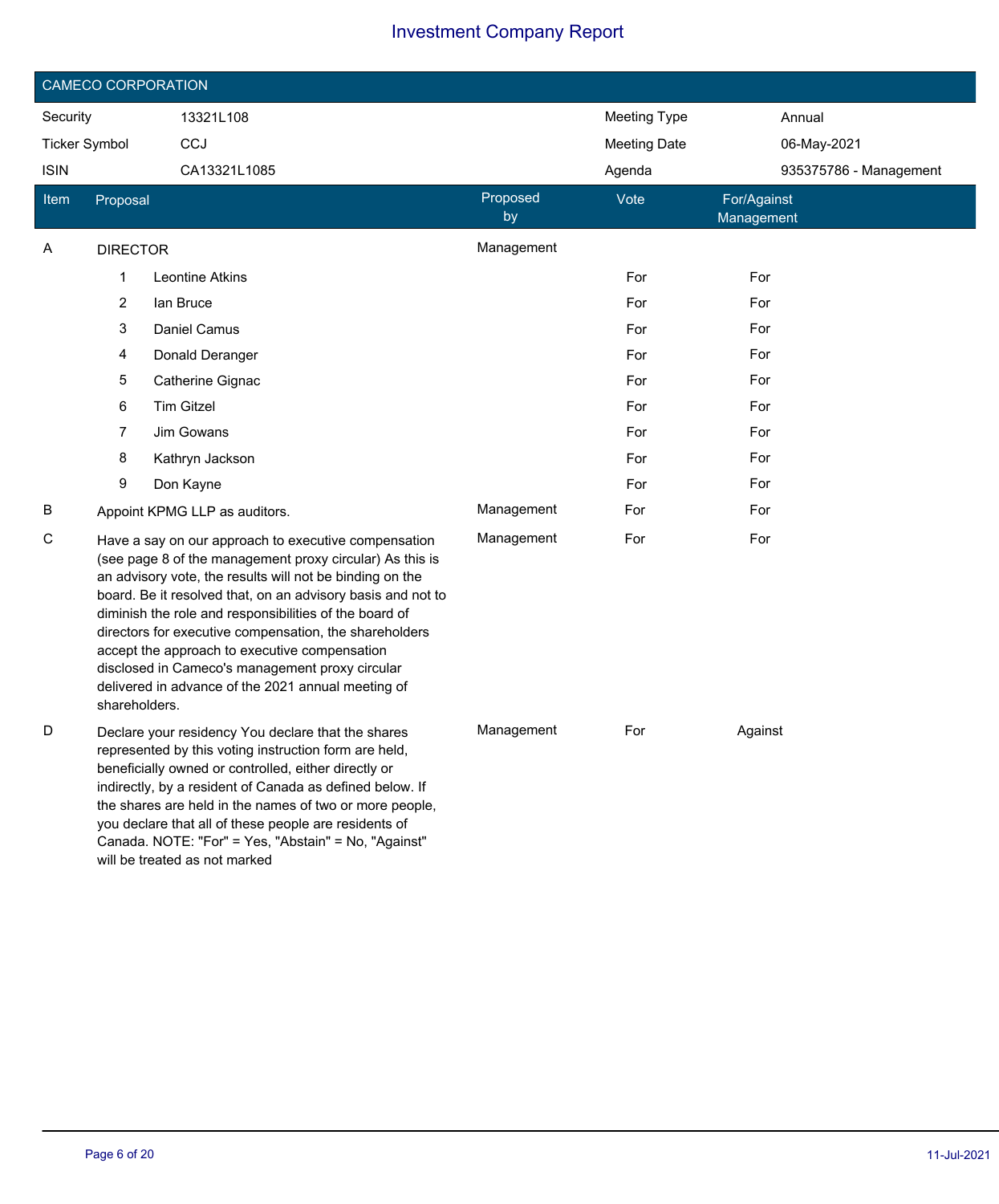# Investment Company Report

## CAMECO CORPORATION

| | | | |
|---|---|---|---|
| Security | 13321L108 | Meeting Type | Annual |
| Ticker Symbol | CCJ | Meeting Date | 06-May-2021 |
| ISIN | CA13321L1085 | Agenda | 935375786 - Management |

| Item | Proposal | Proposed by | Vote | For/Against Management |
|---|---|---|---|---|
| A | DIRECTOR | Management | | |
| | 1 Leontine Atkins | | For | For |
| | 2 Ian Bruce | | For | For |
| | 3 Daniel Camus | | For | For |
| | 4 Donald Deranger | | For | For |
| | 5 Catherine Gignac | | For | For |
| | 6 Tim Gitzel | | For | For |
| | 7 Jim Gowans | | For | For |
| | 8 Kathryn Jackson | | For | For |
| | 9 Don Kayne | | For | For |
| B | Appoint KPMG LLP as auditors. | Management | For | For |
| C | Have a say on our approach to executive compensation (see page 8 of the management proxy circular) As this is an advisory vote, the results will not be binding on the board. Be it resolved that, on an advisory basis and not to diminish the role and responsibilities of the board of directors for executive compensation, the shareholders accept the approach to executive compensation disclosed in Cameco's management proxy circular delivered in advance of the 2021 annual meeting of shareholders. | Management | For | For |
| D | Declare your residency You declare that the shares represented by this voting instruction form are held, beneficially owned or controlled, either directly or indirectly, by a resident of Canada as defined below. If the shares are held in the names of two or more people, you declare that all of these people are residents of Canada. NOTE: "For" = Yes, "Abstain" = No, "Against" will be treated as not marked | Management | For | Against |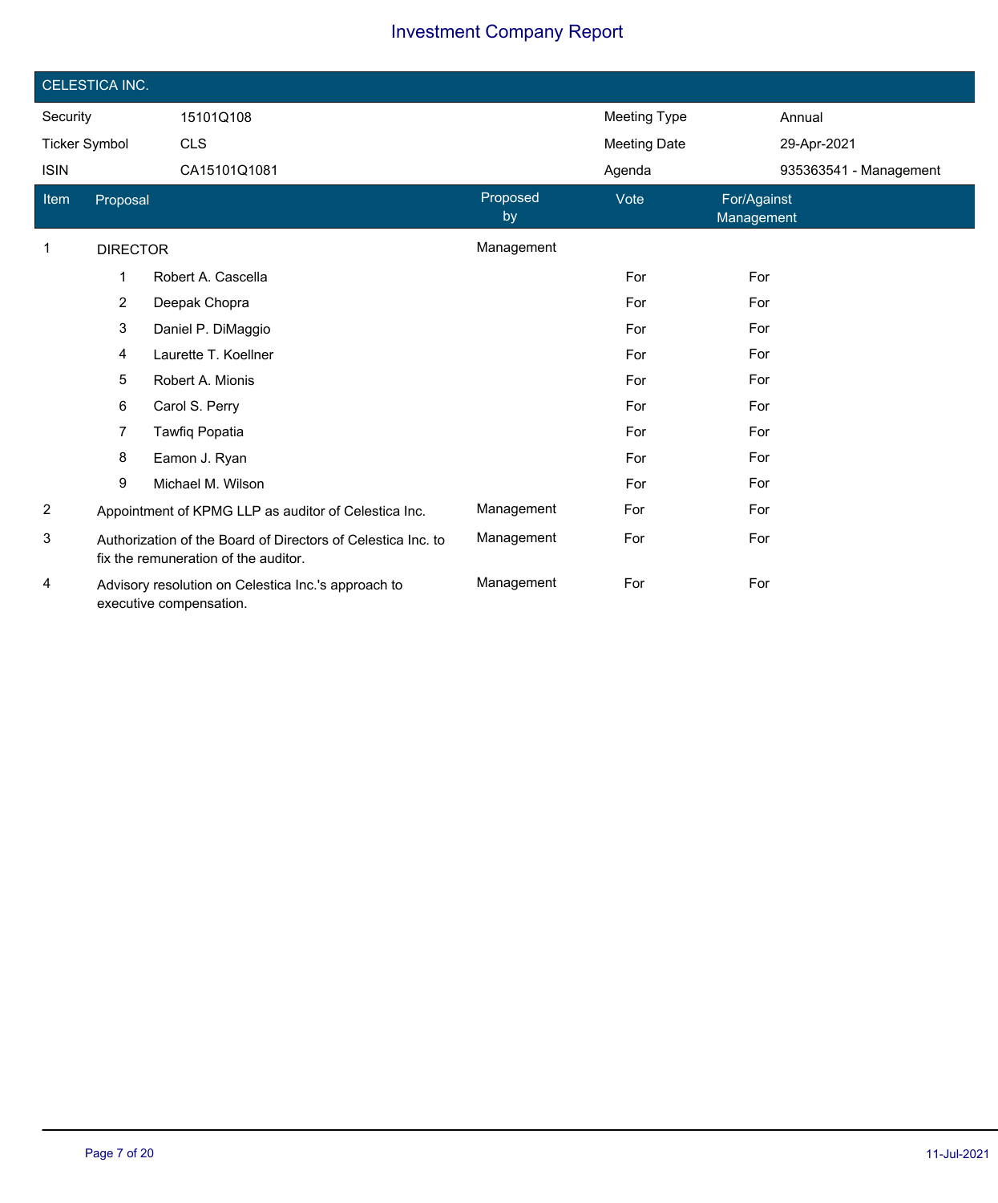# Investment Company Report

## CELESTICA INC.

| | | | |
|---|---|---|---|
| Security | 15101Q108 | Meeting Type | Annual |
| Ticker Symbol | CLS | Meeting Date | 29-Apr-2021 |
| ISIN | CA15101Q1081 | Agenda | 935363541 - Management |

| Item | Proposal | Proposed by | Vote | For/Against Management |
|---|---|---|---|---|
| 1 | DIRECTOR | Management | | |
| | 1 Robert A. Cascella | | For | For |
| | 2 Deepak Chopra | | For | For |
| | 3 Daniel P. DiMaggio | | For | For |
| | 4 Laurette T. Koellner | | For | For |
| | 5 Robert A. Mionis | | For | For |
| | 6 Carol S. Perry | | For | For |
| | 7 Tawfiq Popatia | | For | For |
| | 8 Eamon J. Ryan | | For | For |
| | 9 Michael M. Wilson | | For | For |
| 2 | Appointment of KPMG LLP as auditor of Celestica Inc. | Management | For | For |
| 3 | Authorization of the Board of Directors of Celestica Inc. to fix the remuneration of the auditor. | Management | For | For |
| 4 | Advisory resolution on Celestica Inc.'s approach to executive compensation. | Management | For | For |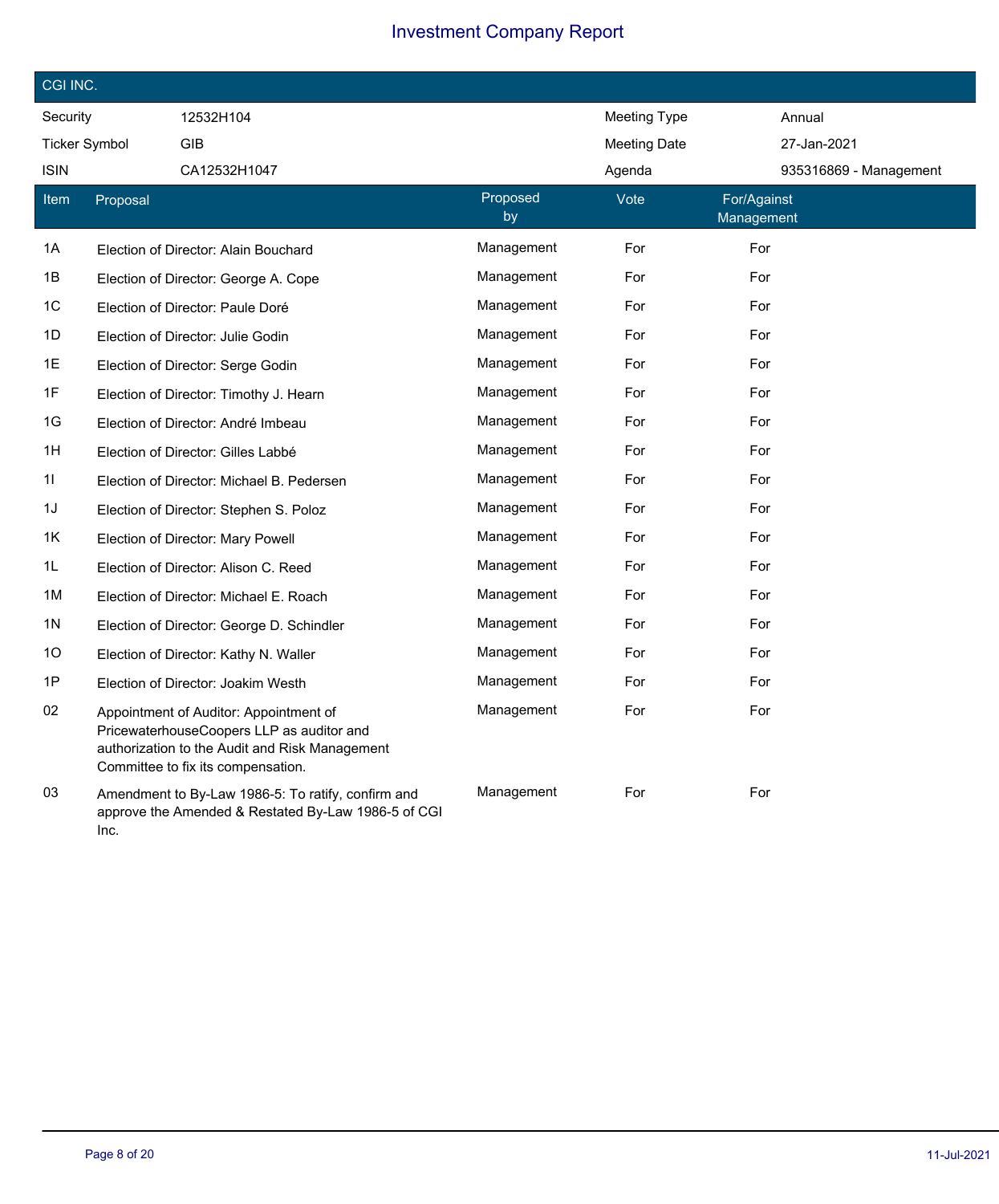# Investment Company Report

## CGI INC.

| | | | |
|---|---|---|---|
| Security | 12532H104 | Meeting Type | Annual |
| Ticker Symbol | GIB | Meeting Date | 27-Jan-2021 |
| ISIN | CA12532H1047 | Agenda | 935316869 - Management |

| Item | Proposal | Proposed by | Vote | For/Against Management |
|---|---|---|---|---|
| 1A | Election of Director: Alain Bouchard | Management | For | For |
| 1B | Election of Director: George A. Cope | Management | For | For |
| 1C | Election of Director: Paule Doré | Management | For | For |
| 1D | Election of Director: Julie Godin | Management | For | For |
| 1E | Election of Director: Serge Godin | Management | For | For |
| 1F | Election of Director: Timothy J. Hearn | Management | For | For |
| 1G | Election of Director: André Imbeau | Management | For | For |
| 1H | Election of Director: Gilles Labbé | Management | For | For |
| 1I | Election of Director: Michael B. Pedersen | Management | For | For |
| 1J | Election of Director: Stephen S. Poloz | Management | For | For |
| 1K | Election of Director: Mary Powell | Management | For | For |
| 1L | Election of Director: Alison C. Reed | Management | For | For |
| 1M | Election of Director: Michael E. Roach | Management | For | For |
| 1N | Election of Director: George D. Schindler | Management | For | For |
| 1O | Election of Director: Kathy N. Waller | Management | For | For |
| 1P | Election of Director: Joakim Westh | Management | For | For |
| 02 | Appointment of Auditor: Appointment of PricewaterhouseCoopers LLP as auditor and authorization to the Audit and Risk Management Committee to fix its compensation. | Management | For | For |
| 03 | Amendment to By-Law 1986-5: To ratify, confirm and approve the Amended & Restated By-Law 1986-5 of CGI Inc. | Management | For | For |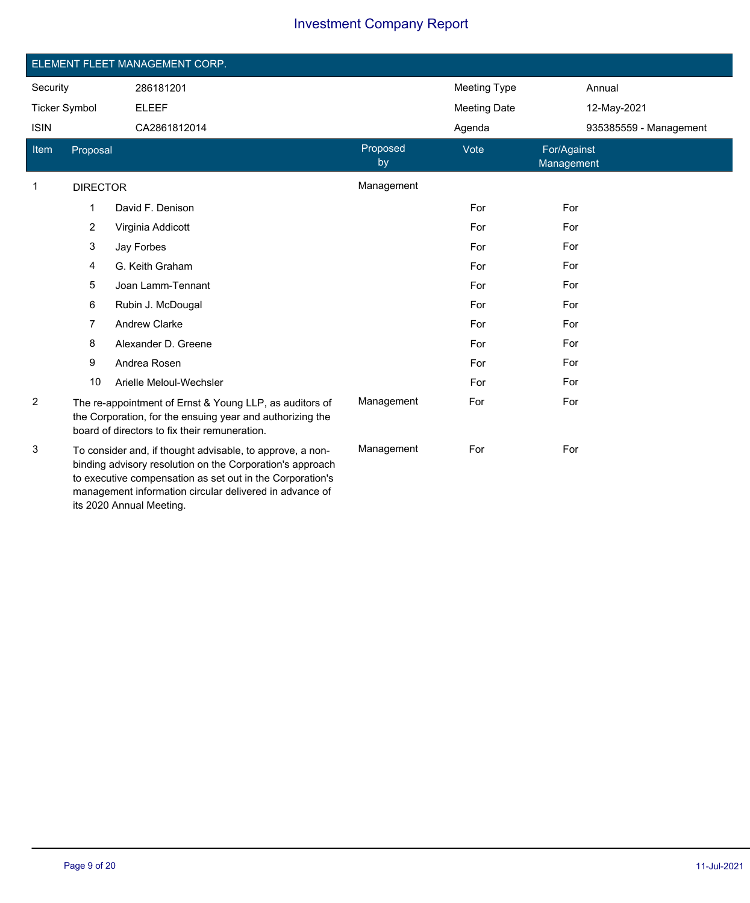# Investment Company Report

## ELEMENT FLEET MANAGEMENT CORP.

| Security | 286181201 | Meeting Type | Annual |
|---|---|---|---|
| Ticker Symbol | ELEEF | Meeting Date | 12-May-2021 |
| ISIN | CA2861812014 | Agenda | 935385559 - Management |

| Item | Proposal | Proposed by | Vote | For/Against Management |
|---|---|---|---|---|
| 1 | DIRECTOR | Management | | |
| | 1 David F. Denison | | For | For |
| | 2 Virginia Addicott | | For | For |
| | 3 Jay Forbes | | For | For |
| | 4 G. Keith Graham | | For | For |
| | 5 Joan Lamm-Tennant | | For | For |
| | 6 Rubin J. McDougal | | For | For |
| | 7 Andrew Clarke | | For | For |
| | 8 Alexander D. Greene | | For | For |
| | 9 Andrea Rosen | | For | For |
| | 10 Arielle Meloul-Wechsler | | For | For |
| 2 | The re-appointment of Ernst & Young LLP, as auditors of the Corporation, for the ensuing year and authorizing the board of directors to fix their remuneration. | Management | For | For |
| 3 | To consider and, if thought advisable, to approve, a non-binding advisory resolution on the Corporation's approach to executive compensation as set out in the Corporation's management information circular delivered in advance of its 2020 Annual Meeting. | Management | For | For |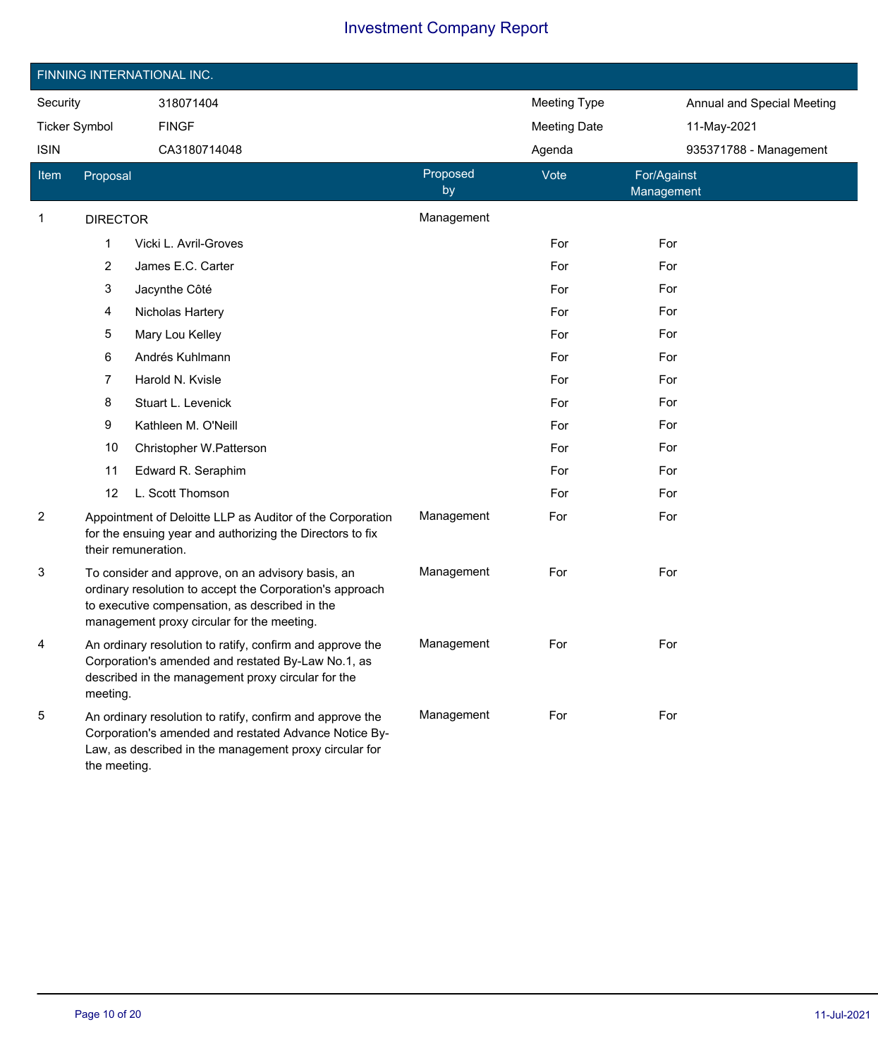# Investment Company Report

## FINNING INTERNATIONAL INC.

| | | | |
|---|---|---|---|
| Security | 318071404 | Meeting Type | Annual and Special Meeting |
| Ticker Symbol | FINGF | Meeting Date | 11-May-2021 |
| ISIN | CA3180714048 | Agenda | 935371788 - Management |

| Item | Proposal | Proposed by | Vote | For/Against Management |
|---|---|---|---|---|
| 1 | DIRECTOR | Management | | |
| | 1 Vicki L. Avril-Groves | | For | For |
| | 2 James E.C. Carter | | For | For |
| | 3 Jacynthe Côté | | For | For |
| | 4 Nicholas Hartery | | For | For |
| | 5 Mary Lou Kelley | | For | For |
| | 6 Andrés Kuhlmann | | For | For |
| | 7 Harold N. Kvisle | | For | For |
| | 8 Stuart L. Levenick | | For | For |
| | 9 Kathleen M. O'Neill | | For | For |
| | 10 Christopher W.Patterson | | For | For |
| | 11 Edward R. Seraphim | | For | For |
| | 12 L. Scott Thomson | | For | For |
| 2 | Appointment of Deloitte LLP as Auditor of the Corporation for the ensuing year and authorizing the Directors to fix their remuneration. | Management | For | For |
| 3 | To consider and approve, on an advisory basis, an ordinary resolution to accept the Corporation's approach to executive compensation, as described in the management proxy circular for the meeting. | Management | For | For |
| 4 | An ordinary resolution to ratify, confirm and approve the Corporation's amended and restated By-Law No.1, as described in the management proxy circular for the meeting. | Management | For | For |
| 5 | An ordinary resolution to ratify, confirm and approve the Corporation's amended and restated Advance Notice By-Law, as described in the management proxy circular for the meeting. | Management | For | For |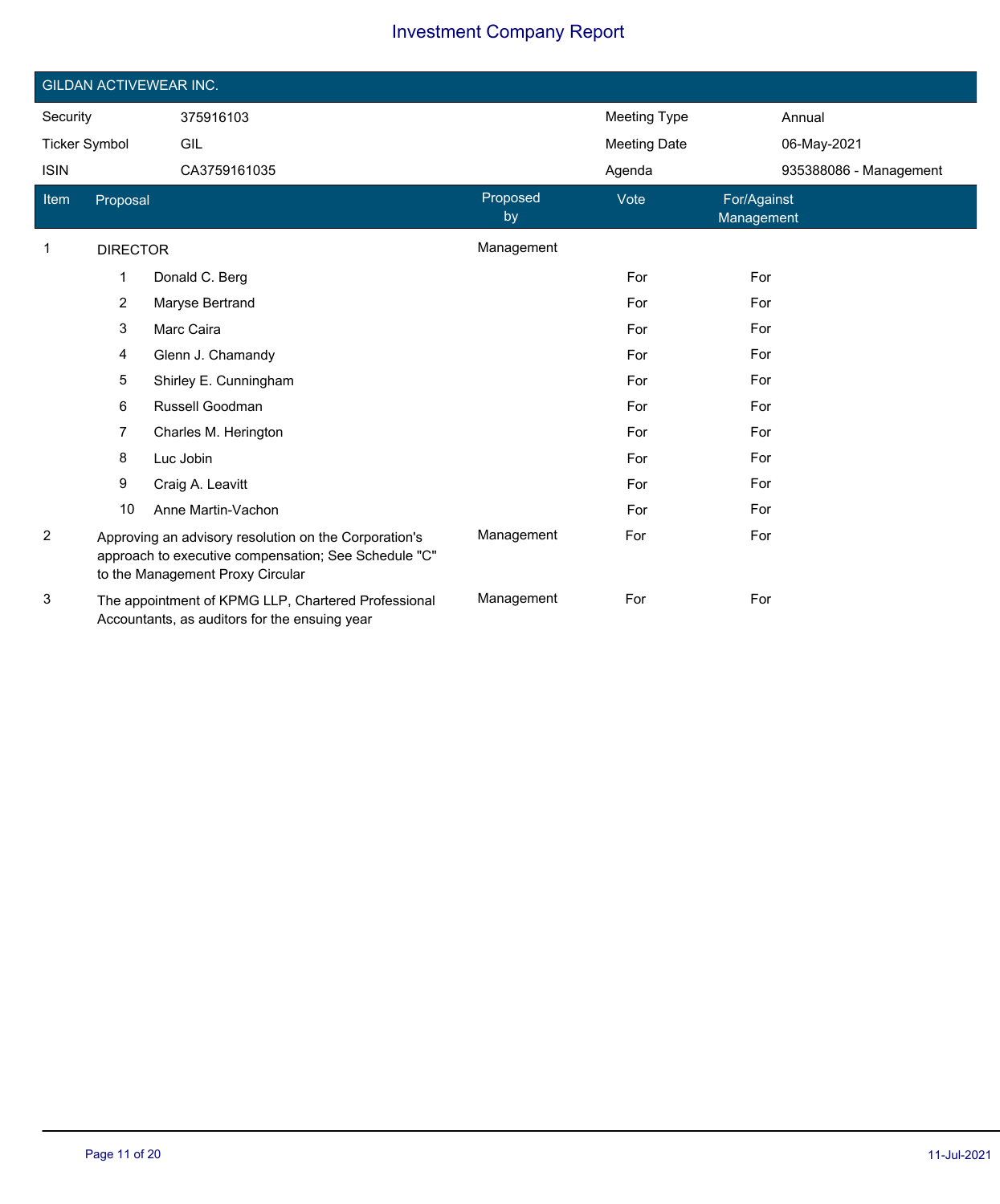# Investment Company Report

## GILDAN ACTIVEWEAR INC.

| | | | |
|---|---|---|---|
| Security | 375916103 | Meeting Type | Annual |
| Ticker Symbol | GIL | Meeting Date | 06-May-2021 |
| ISIN | CA3759161035 | Agenda | 935388086 - Management |

| Item | Proposal | Proposed by | Vote | For/Against Management |
|---|---|---|---|---|
| 1 | DIRECTOR | Management | | |
| | 1 Donald C. Berg | | For | For |
| | 2 Maryse Bertrand | | For | For |
| | 3 Marc Caira | | For | For |
| | 4 Glenn J. Chamandy | | For | For |
| | 5 Shirley E. Cunningham | | For | For |
| | 6 Russell Goodman | | For | For |
| | 7 Charles M. Herington | | For | For |
| | 8 Luc Jobin | | For | For |
| | 9 Craig A. Leavitt | | For | For |
| | 10 Anne Martin-Vachon | | For | For |
| 2 | Approving an advisory resolution on the Corporation's approach to executive compensation; See Schedule "C" to the Management Proxy Circular | Management | For | For |
| 3 | The appointment of KPMG LLP, Chartered Professional Accountants, as auditors for the ensuing year | Management | For | For |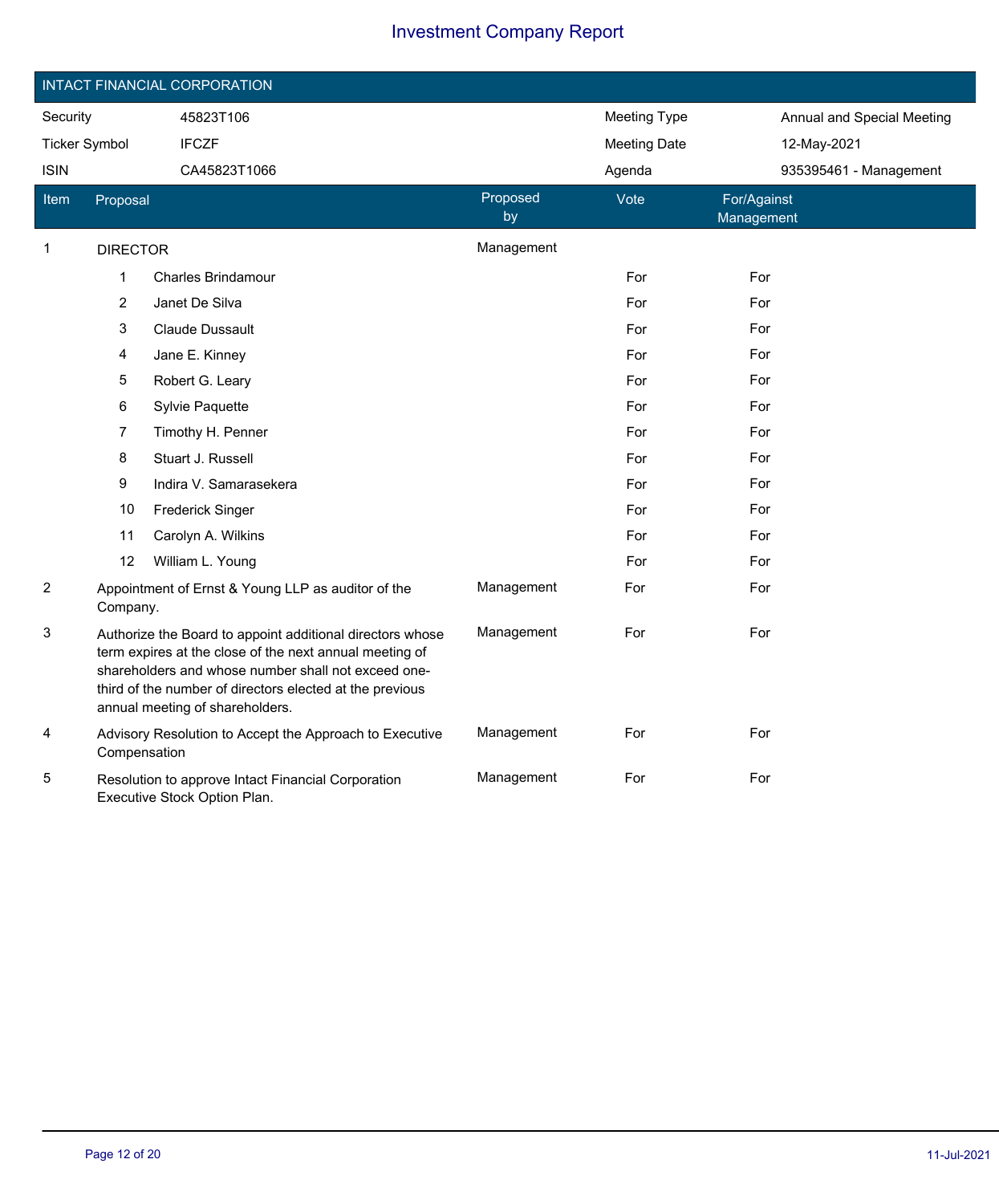# Investment Company Report

## INTACT FINANCIAL CORPORATION

| | | | |
|---|---|---|---|
| Security | 45823T106 | Meeting Type | Annual and Special Meeting |
| Ticker Symbol | IFCZF | Meeting Date | 12-May-2021 |
| ISIN | CA45823T1066 | Agenda | 935395461 - Management |

| Item | Proposal | Proposed by | Vote | For/Against Management |
|---|---|---|---|---|
| 1 | DIRECTOR | Management | | |
| | 1 Charles Brindamour | | For | For |
| | 2 Janet De Silva | | For | For |
| | 3 Claude Dussault | | For | For |
| | 4 Jane E. Kinney | | For | For |
| | 5 Robert G. Leary | | For | For |
| | 6 Sylvie Paquette | | For | For |
| | 7 Timothy H. Penner | | For | For |
| | 8 Stuart J. Russell | | For | For |
| | 9 Indira V. Samarasekera | | For | For |
| | 10 Frederick Singer | | For | For |
| | 11 Carolyn A. Wilkins | | For | For |
| | 12 William L. Young | | For | For |
| 2 | Appointment of Ernst & Young LLP as auditor of the Company. | Management | For | For |
| 3 | Authorize the Board to appoint additional directors whose term expires at the close of the next annual meeting of shareholders and whose number shall not exceed one-third of the number of directors elected at the previous annual meeting of shareholders. | Management | For | For |
| 4 | Advisory Resolution to Accept the Approach to Executive Compensation | Management | For | For |
| 5 | Resolution to approve Intact Financial Corporation Executive Stock Option Plan. | Management | For | For |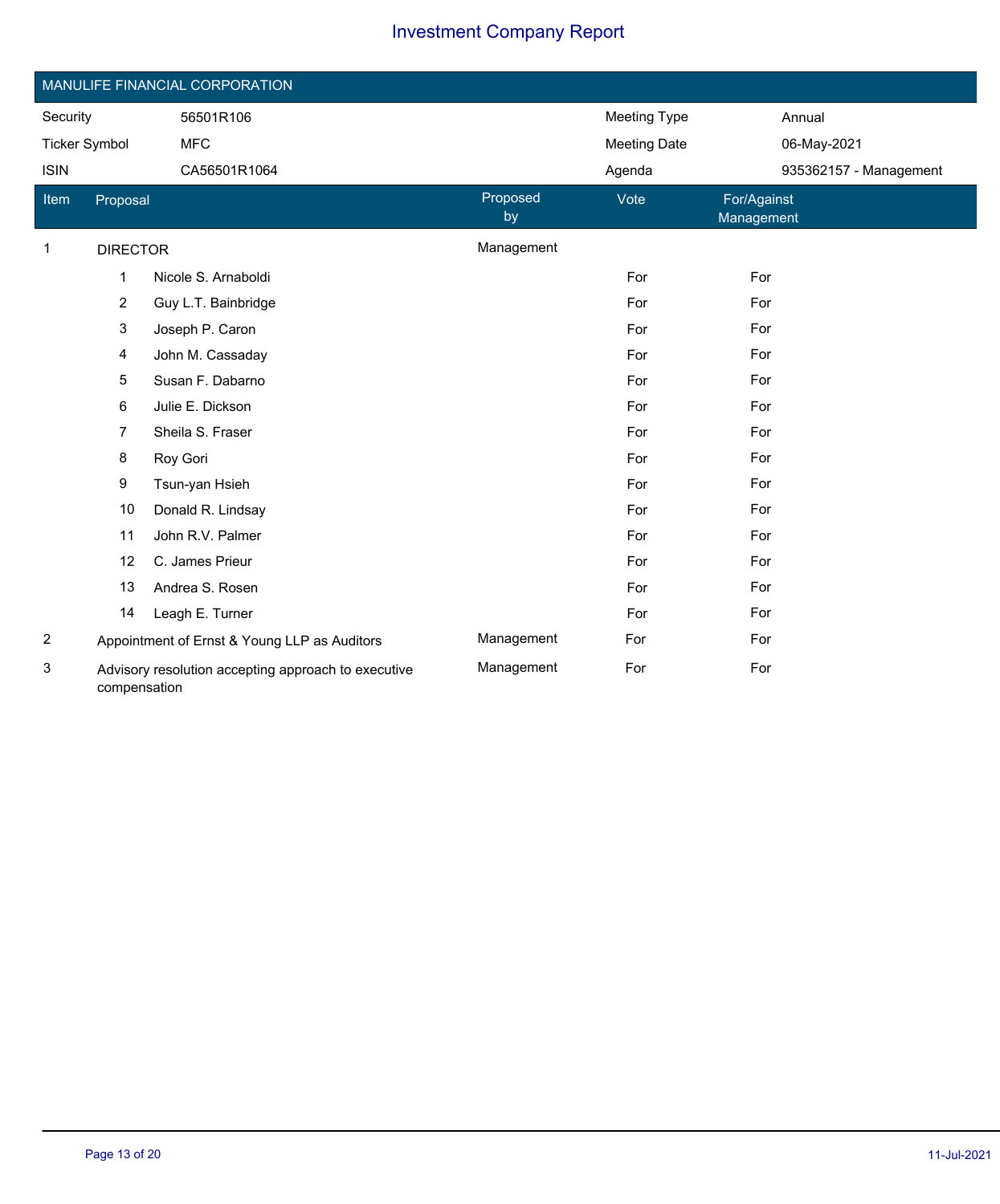# Investment Company Report

## MANULIFE FINANCIAL CORPORATION

| | | | |
|---|---|---|---|
| Security | 56501R106 | Meeting Type | Annual |
| Ticker Symbol | MFC | Meeting Date | 06-May-2021 |
| ISIN | CA56501R1064 | Agenda | 935362157 - Management |

| Item | Proposal | Proposed by | Vote | For/Against Management |
|---|---|---|---|---|
| 1 | DIRECTOR | Management | | |
| | 1 Nicole S. Arnaboldi | | For | For |
| | 2 Guy L.T. Bainbridge | | For | For |
| | 3 Joseph P. Caron | | For | For |
| | 4 John M. Cassaday | | For | For |
| | 5 Susan F. Dabarno | | For | For |
| | 6 Julie E. Dickson | | For | For |
| | 7 Sheila S. Fraser | | For | For |
| | 8 Roy Gori | | For | For |
| | 9 Tsun-yan Hsieh | | For | For |
| | 10 Donald R. Lindsay | | For | For |
| | 11 John R.V. Palmer | | For | For |
| | 12 C. James Prieur | | For | For |
| | 13 Andrea S. Rosen | | For | For |
| | 14 Leagh E. Turner | | For | For |
| 2 | Appointment of Ernst & Young LLP as Auditors | Management | For | For |
| 3 | Advisory resolution accepting approach to executive compensation | Management | For | For |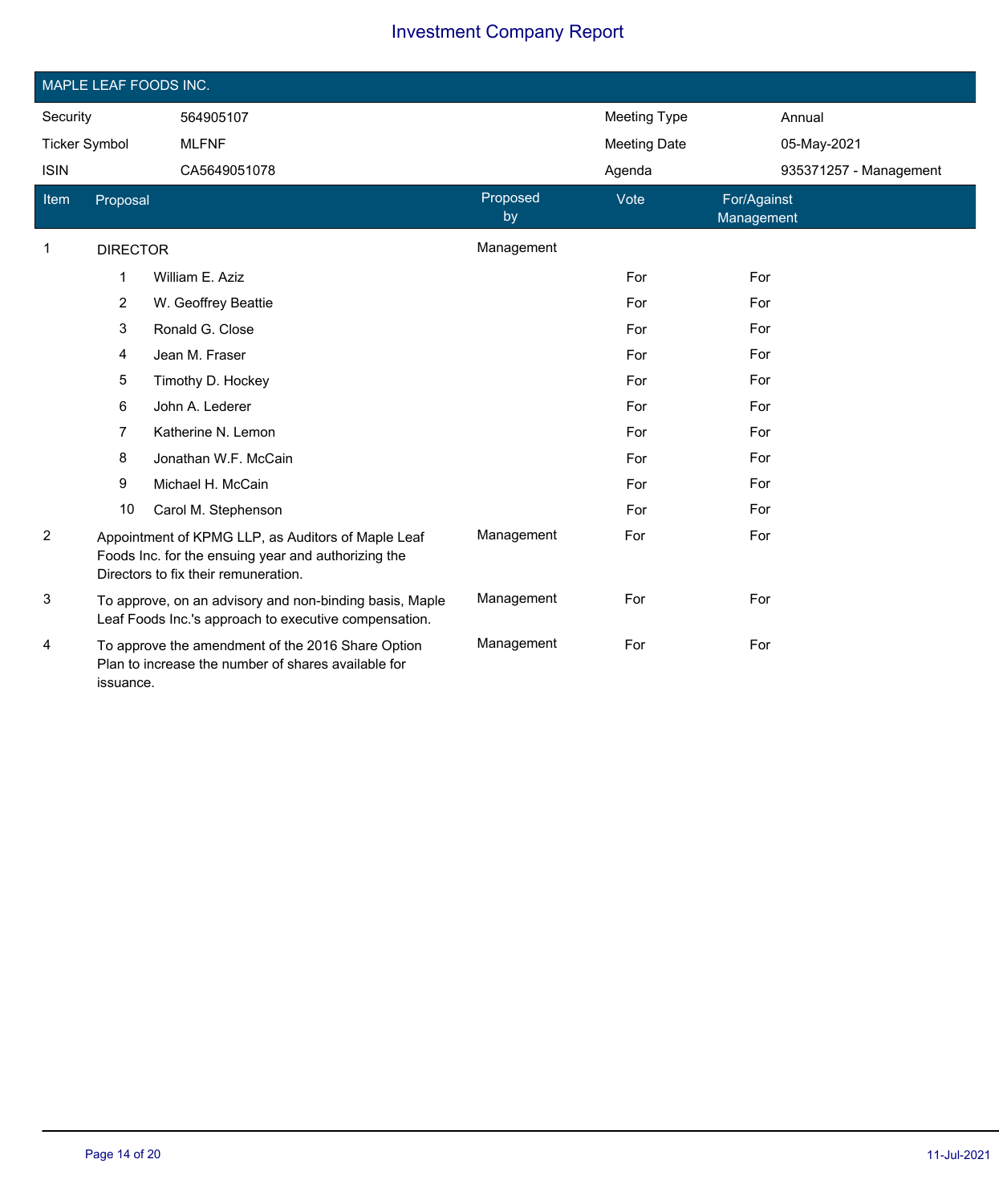# Investment Company Report

## MAPLE LEAF FOODS INC.

| Security | 564905107 | Meeting Type | Annual |
|---|---|---|---|
| Ticker Symbol | MLFNF | Meeting Date | 05-May-2021 |
| ISIN | CA5649051078 | Agenda | 935371257 - Management |

| Item | Proposal | Proposed by | Vote | For/Against Management |
|---|---|---|---|---|
| 1 | DIRECTOR | Management | | |
| | 1 William E. Aziz | | For | For |
| | 2 W. Geoffrey Beattie | | For | For |
| | 3 Ronald G. Close | | For | For |
| | 4 Jean M. Fraser | | For | For |
| | 5 Timothy D. Hockey | | For | For |
| | 6 John A. Lederer | | For | For |
| | 7 Katherine N. Lemon | | For | For |
| | 8 Jonathan W.F. McCain | | For | For |
| | 9 Michael H. McCain | | For | For |
| | 10 Carol M. Stephenson | | For | For |
| 2 | Appointment of KPMG LLP, as Auditors of Maple Leaf Foods Inc. for the ensuing year and authorizing the Directors to fix their remuneration. | Management | For | For |
| 3 | To approve, on an advisory and non-binding basis, Maple Leaf Foods Inc.'s approach to executive compensation. | Management | For | For |
| 4 | To approve the amendment of the 2016 Share Option Plan to increase the number of shares available for issuance. | Management | For | For |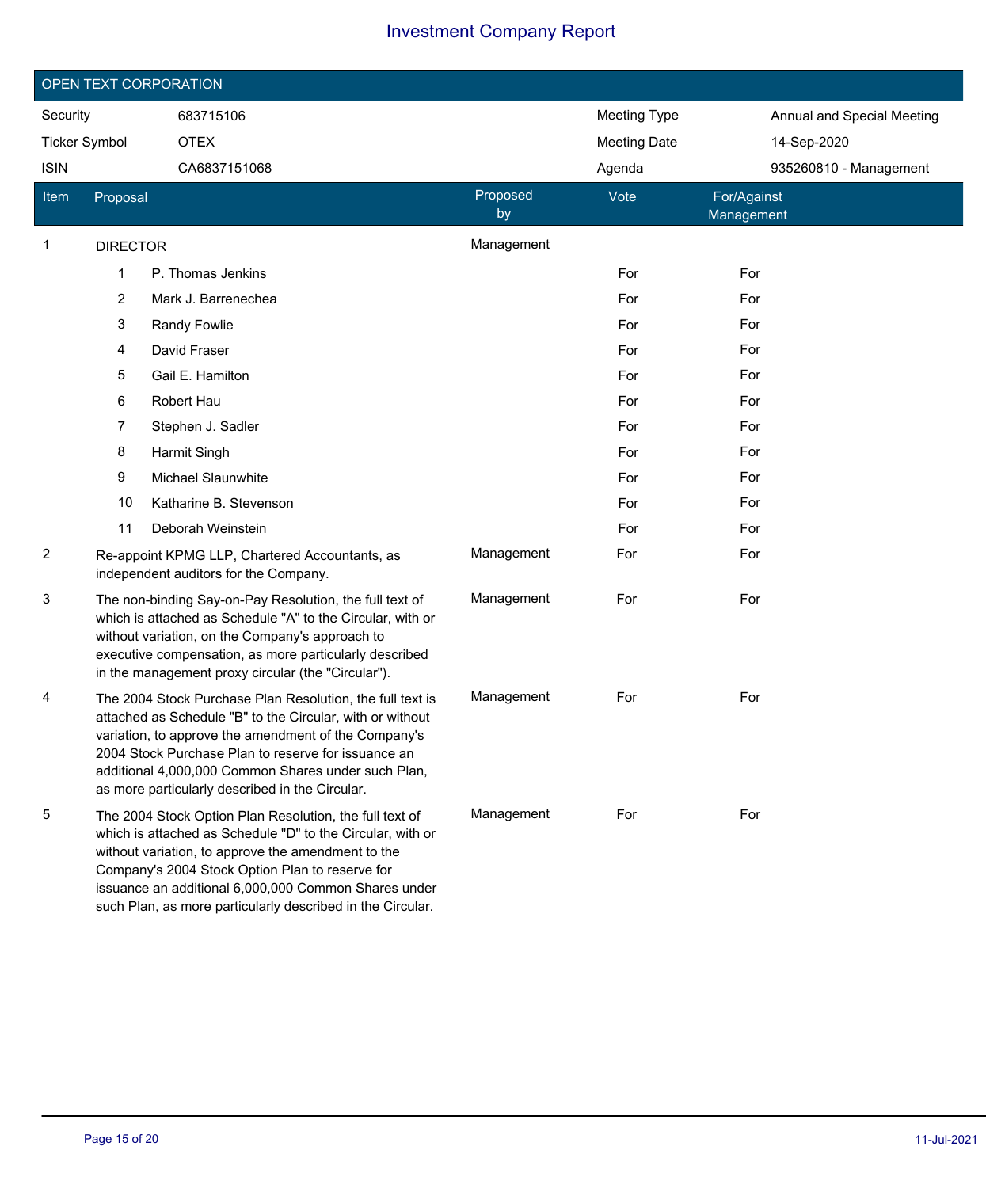# Investment Company Report

## OPEN TEXT CORPORATION

| | | | |
|---|---|---|---|
| Security | 683715106 | Meeting Type | Annual and Special Meeting |
| Ticker Symbol | OTEX | Meeting Date | 14-Sep-2020 |
| ISIN | CA6837151068 | Agenda | 935260810 - Management |

| Item | Proposal | Proposed by | Vote | For/Against Management |
|---|---|---|---|---|
| 1 | DIRECTOR | Management | | |
| | 1 P. Thomas Jenkins | | For | For |
| | 2 Mark J. Barrenechea | | For | For |
| | 3 Randy Fowlie | | For | For |
| | 4 David Fraser | | For | For |
| | 5 Gail E. Hamilton | | For | For |
| | 6 Robert Hau | | For | For |
| | 7 Stephen J. Sadler | | For | For |
| | 8 Harmit Singh | | For | For |
| | 9 Michael Slaunwhite | | For | For |
| | 10 Katharine B. Stevenson | | For | For |
| | 11 Deborah Weinstein | | For | For |
| 2 | Re-appoint KPMG LLP, Chartered Accountants, as independent auditors for the Company. | Management | For | For |
| 3 | The non-binding Say-on-Pay Resolution, the full text of which is attached as Schedule "A" to the Circular, with or without variation, on the Company's approach to executive compensation, as more particularly described in the management proxy circular (the "Circular"). | Management | For | For |
| 4 | The 2004 Stock Purchase Plan Resolution, the full text is attached as Schedule "B" to the Circular, with or without variation, to approve the amendment of the Company's 2004 Stock Purchase Plan to reserve for issuance an additional 4,000,000 Common Shares under such Plan, as more particularly described in the Circular. | Management | For | For |
| 5 | The 2004 Stock Option Plan Resolution, the full text of which is attached as Schedule "D" to the Circular, with or without variation, to approve the amendment to the Company's 2004 Stock Option Plan to reserve for issuance an additional 6,000,000 Common Shares under such Plan, as more particularly described in the Circular. | Management | For | For |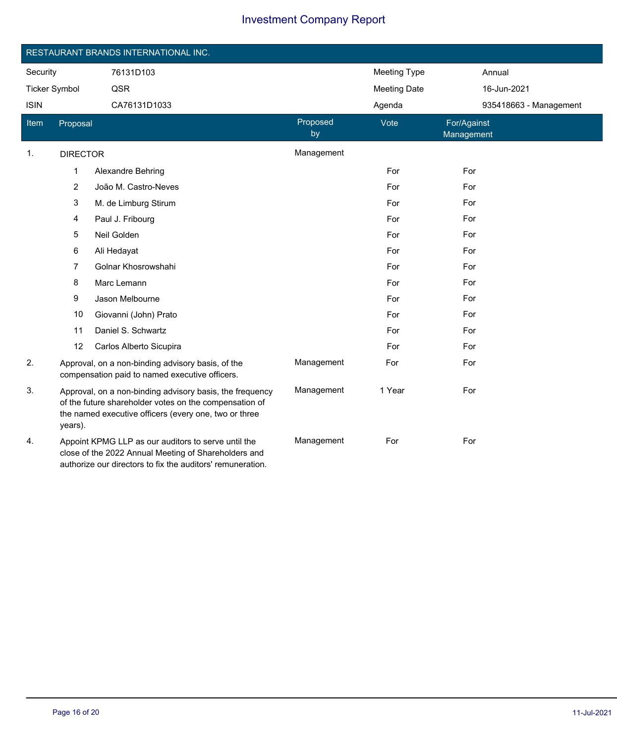# Investment Company Report

## RESTAURANT BRANDS INTERNATIONAL INC.

| Security | 76131D103 | Meeting Type | Annual |
|---|---|---|---|
| Ticker Symbol | QSR | Meeting Date | 16-Jun-2021 |
| ISIN | CA76131D1033 | Agenda | 935418663 - Management |

| Item | Proposal | Proposed by | Vote | For/Against Management |
|---|---|---|---|---|
| 1. | DIRECTOR | Management | | |
| | 1 Alexandre Behring | | For | For |
| | 2 João M. Castro-Neves | | For | For |
| | 3 M. de Limburg Stirum | | For | For |
| | 4 Paul J. Fribourg | | For | For |
| | 5 Neil Golden | | For | For |
| | 6 Ali Hedayat | | For | For |
| | 7 Golnar Khosrowshahi | | For | For |
| | 8 Marc Lemann | | For | For |
| | 9 Jason Melbourne | | For | For |
| | 10 Giovanni (John) Prato | | For | For |
| | 11 Daniel S. Schwartz | | For | For |
| | 12 Carlos Alberto Sicupira | | For | For |
| 2. | Approval, on a non-binding advisory basis, of the compensation paid to named executive officers. | Management | For | For |
| 3. | Approval, on a non-binding advisory basis, the frequency of the future shareholder votes on the compensation of the named executive officers (every one, two or three years). | Management | 1 Year | For |
| 4. | Appoint KPMG LLP as our auditors to serve until the close of the 2022 Annual Meeting of Shareholders and authorize our directors to fix the auditors' remuneration. | Management | For | For |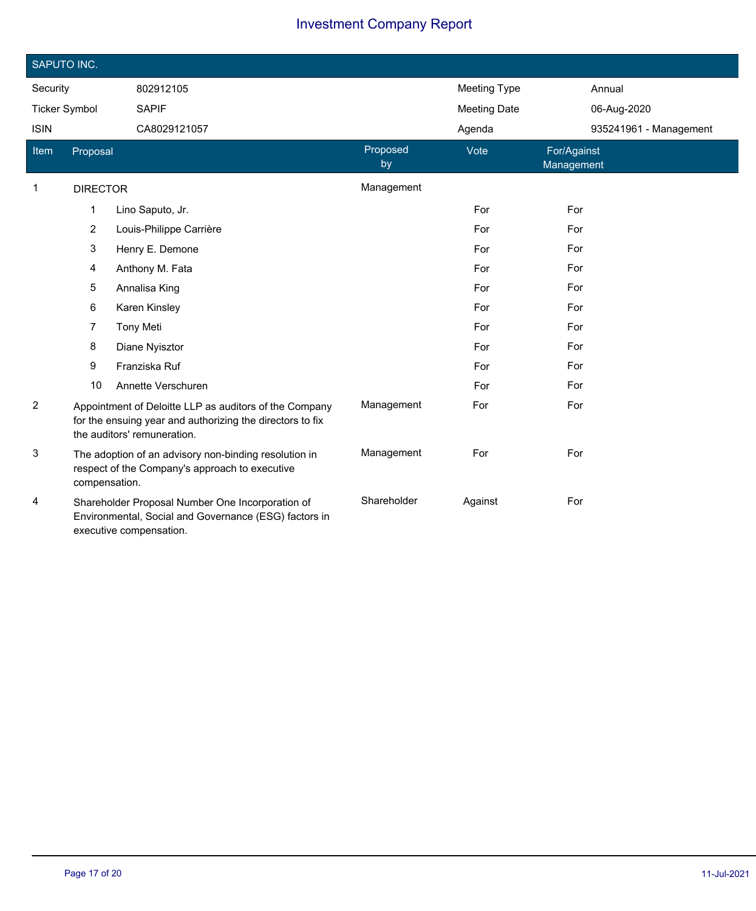# Investment Company Report

## SAPUTO INC.

| Security | 802912105 | Meeting Type | Annual |
|---|---|---|---|
| Ticker Symbol | SAPIF | Meeting Date | 06-Aug-2020 |
| ISIN | CA8029121057 | Agenda | 935241961 - Management |

| Item | Proposal | Proposed by | Vote | For/Against Management |
|---|---|---|---|---|
| 1 | DIRECTOR | Management | | |
| | 1 Lino Saputo, Jr. | | For | For |
| | 2 Louis-Philippe Carrière | | For | For |
| | 3 Henry E. Demone | | For | For |
| | 4 Anthony M. Fata | | For | For |
| | 5 Annalisa King | | For | For |
| | 6 Karen Kinsley | | For | For |
| | 7 Tony Meti | | For | For |
| | 8 Diane Nyisztor | | For | For |
| | 9 Franziska Ruf | | For | For |
| | 10 Annette Verschuren | | For | For |
| 2 | Appointment of Deloitte LLP as auditors of the Company for the ensuing year and authorizing the directors to fix the auditors' remuneration. | Management | For | For |
| 3 | The adoption of an advisory non-binding resolution in respect of the Company's approach to executive compensation. | Management | For | For |
| 4 | Shareholder Proposal Number One Incorporation of Environmental, Social and Governance (ESG) factors in executive compensation. | Shareholder | Against | For |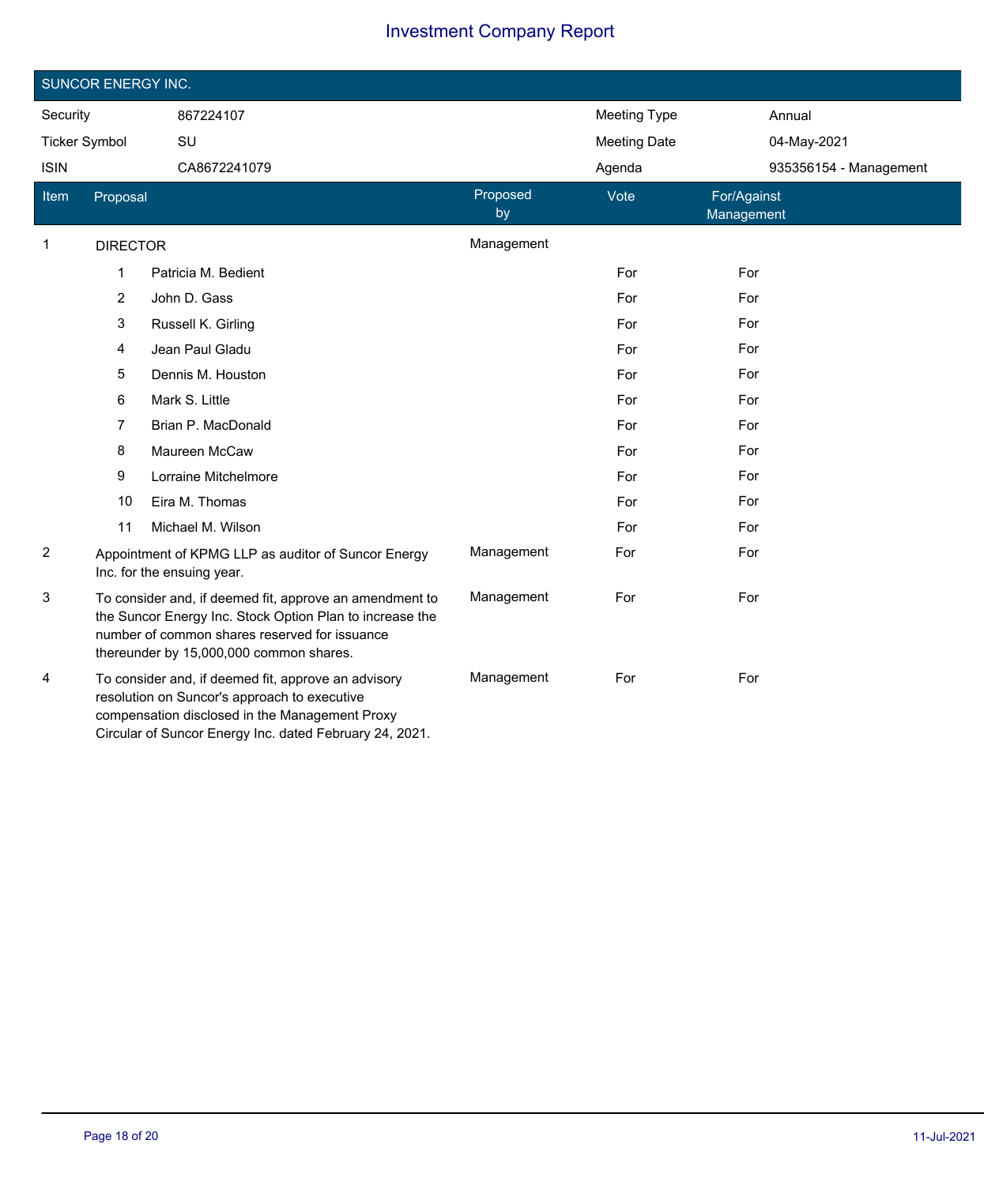# Investment Company Report

## SUNCOR ENERGY INC.

| | | | |
|---|---|---|---|
| Security | 867224107 | Meeting Type | Annual |
| Ticker Symbol | SU | Meeting Date | 04-May-2021 |
| ISIN | CA8672241079 | Agenda | 935356154 - Management |

| Item | Proposal | Proposed by | Vote | For/Against Management |
|---|---|---|---|---|
| 1 | DIRECTOR | Management | | |
| | 1 Patricia M. Bedient | | For | For |
| | 2 John D. Gass | | For | For |
| | 3 Russell K. Girling | | For | For |
| | 4 Jean Paul Gladu | | For | For |
| | 5 Dennis M. Houston | | For | For |
| | 6 Mark S. Little | | For | For |
| | 7 Brian P. MacDonald | | For | For |
| | 8 Maureen McCaw | | For | For |
| | 9 Lorraine Mitchelmore | | For | For |
| | 10 Eira M. Thomas | | For | For |
| | 11 Michael M. Wilson | | For | For |
| 2 | Appointment of KPMG LLP as auditor of Suncor Energy Inc. for the ensuing year. | Management | For | For |
| 3 | To consider and, if deemed fit, approve an amendment to the Suncor Energy Inc. Stock Option Plan to increase the number of common shares reserved for issuance thereunder by 15,000,000 common shares. | Management | For | For |
| 4 | To consider and, if deemed fit, approve an advisory resolution on Suncor's approach to executive compensation disclosed in the Management Proxy Circular of Suncor Energy Inc. dated February 24, 2021. | Management | For | For |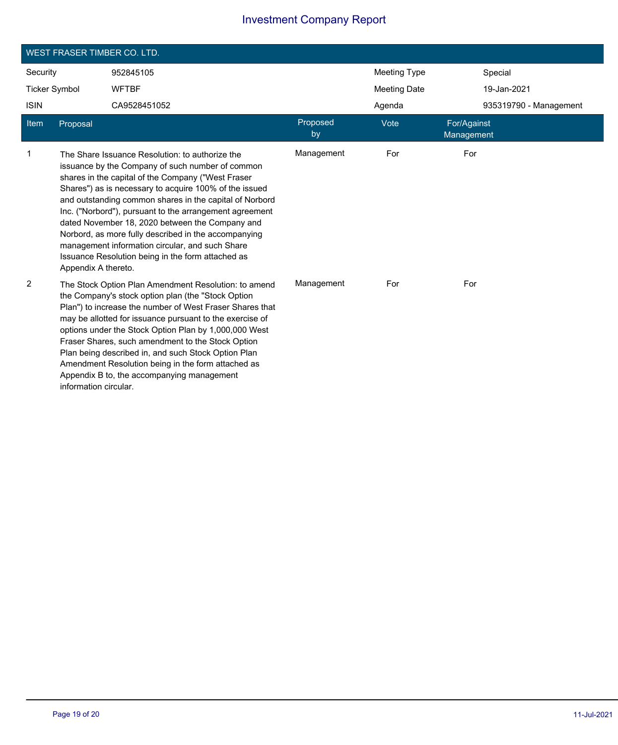# Investment Company Report

## WEST FRASER TIMBER CO. LTD.

| | | | |
|---|---|---|---|
| Security | 952845105 | Meeting Type | Special |
| Ticker Symbol | WFTBF | Meeting Date | 19-Jan-2021 |
| ISIN | CA9528451052 | Agenda | 935319790 - Management |

| Item | Proposal | Proposed by | Vote | For/Against Management |
|---|---|---|---|---|
| 1 | The Share Issuance Resolution: to authorize the issuance by the Company of such number of common shares in the capital of the Company ("West Fraser Shares") as is necessary to acquire 100% of the issued and outstanding common shares in the capital of Norbord Inc. ("Norbord"), pursuant to the arrangement agreement dated November 18, 2020 between the Company and Norbord, as more fully described in the accompanying management information circular, and such Share Issuance Resolution being in the form attached as Appendix A thereto. | Management | For | For |
| 2 | The Stock Option Plan Amendment Resolution: to amend the Company's stock option plan (the "Stock Option Plan") to increase the number of West Fraser Shares that may be allotted for issuance pursuant to the exercise of options under the Stock Option Plan by 1,000,000 West Fraser Shares, such amendment to the Stock Option Plan being described in, and such Stock Option Plan Amendment Resolution being in the form attached as Appendix B to, the accompanying management information circular. | Management | For | For |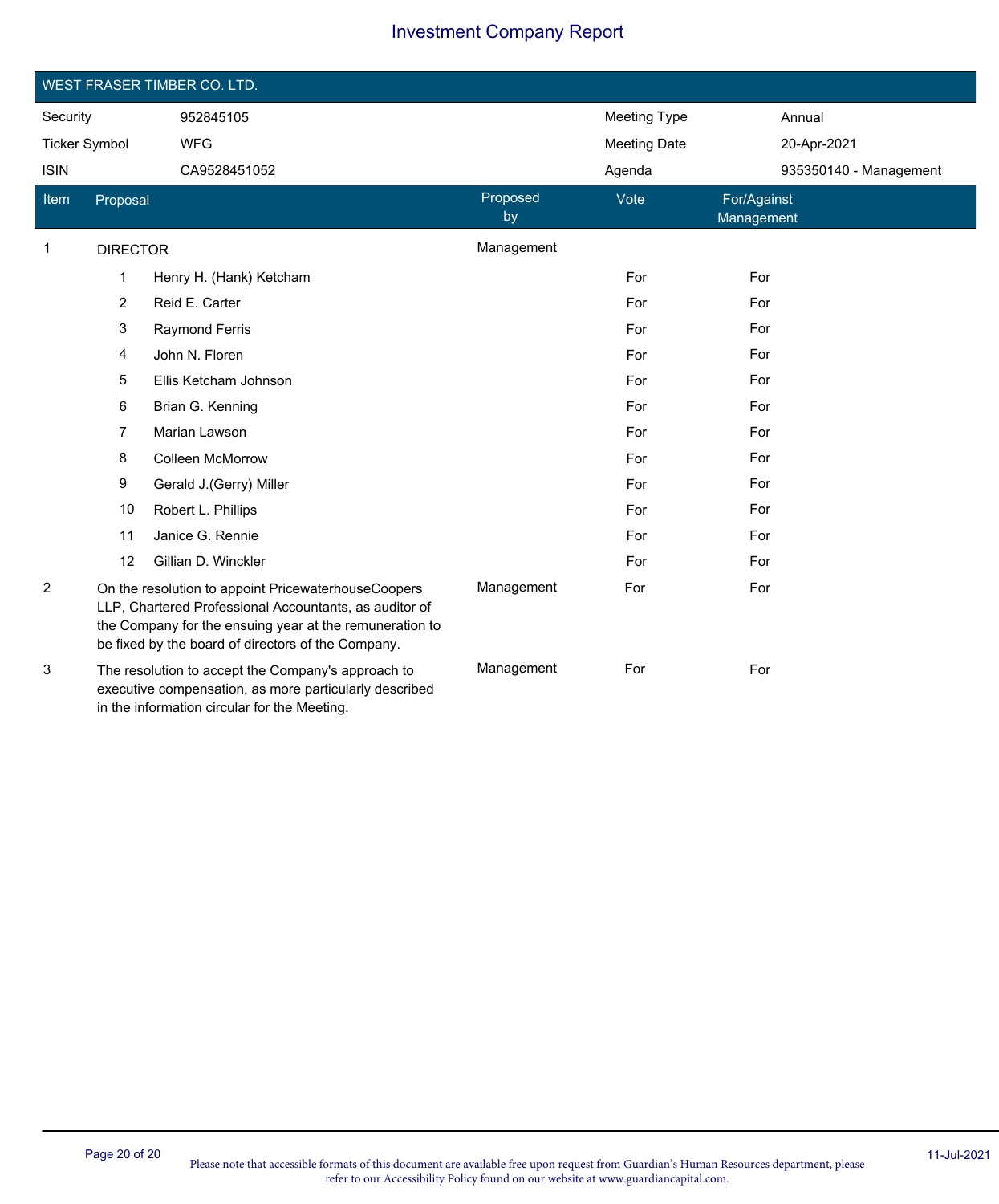# Investment Company Report

## WEST FRASER TIMBER CO. LTD.

| | | | |
|---|---|---|---|
| Security | 952845105 | Meeting Type | Annual |
| Ticker Symbol | WFG | Meeting Date | 20-Apr-2021 |
| ISIN | CA9528451052 | Agenda | 935350140 - Management |

| Item | Proposal | Proposed by | Vote | For/Against Management |
|---|---|---|---|---|
| 1 | DIRECTOR | Management | | |
| | 1 Henry H. (Hank) Ketcham | | For | For |
| | 2 Reid E. Carter | | For | For |
| | 3 Raymond Ferris | | For | For |
| | 4 John N. Floren | | For | For |
| | 5 Ellis Ketcham Johnson | | For | For |
| | 6 Brian G. Kenning | | For | For |
| | 7 Marian Lawson | | For | For |
| | 8 Colleen McMorrow | | For | For |
| | 9 Gerald J.(Gerry) Miller | | For | For |
| | 10 Robert L. Phillips | | For | For |
| | 11 Janice G. Rennie | | For | For |
| | 12 Gillian D. Winckler | | For | For |
| 2 | On the resolution to appoint PricewaterhouseCoopers LLP, Chartered Professional Accountants, as auditor of the Company for the ensuing year at the remuneration to be fixed by the board of directors of the Company. | Management | For | For |
| 3 | The resolution to accept the Company's approach to executive compensation, as more particularly described in the information circular for the Meeting. | Management | For | For |

Please note that accessible formats of this document are available free upon request from Guardian's Human Resources department, please refer to our Accessibility Policy found on our website at www.guardiancapital.com.